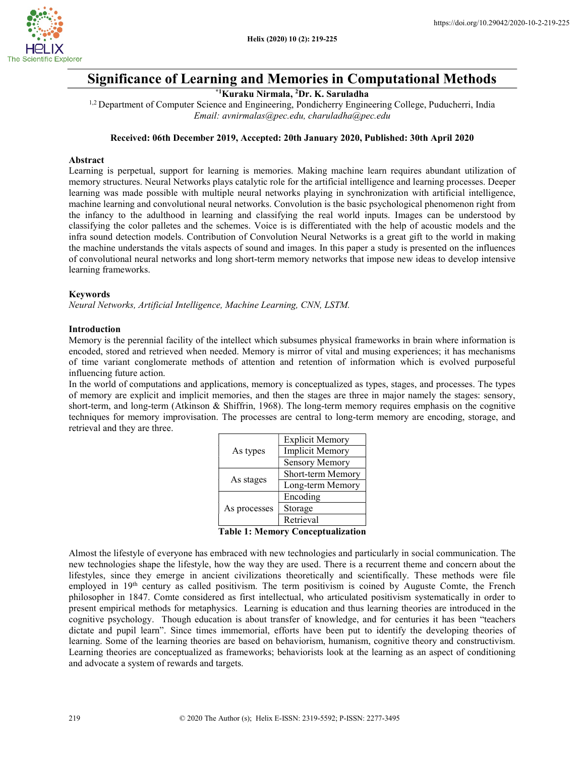# Significance of Learning and Memories in Computational Methods

**[*1]Kuraku Nirmala, [2]Dr. K. Saruladha**

[1,2] Department of Computer Science and Engineering, Pondicherry Engineering College, Puducherri, India
*Email: avnirmalas@pec.edu, charuladha@pec.edu*

**Received: 06th December 2019, Accepted: 20th January 2020, Published: 30th April 2020**

## Abstract

Learning is perpetual, support for learning is memories. Making machine learn requires abundant utilization of memory structures. Neural Networks plays catalytic role for the artificial intelligence and learning processes. Deeper learning was made possible with multiple neural networks playing in synchronization with artificial intelligence, machine learning and convolutional neural networks. Convolution is the basic psychological phenomenon right from the infancy to the adulthood in learning and classifying the real world inputs. Images can be understood by classifying the color palletes and the schemes. Voice is is differentiated with the help of acoustic models and the infra sound detection models. Contribution of Convolution Neural Networks is a great gift to the world in making the machine understands the vitals aspects of sound and images. In this paper a study is presented on the influences of convolutional neural networks and long short-term memory networks that impose new ideas to develop intensive learning frameworks.

## Keywords

*Neural Networks, Artificial Intelligence, Machine Learning, CNN, LSTM.*

## Introduction

Memory is the perennial facility of the intellect which subsumes physical frameworks in brain where information is encoded, stored and retrieved when needed. Memory is mirror of vital and musing experiences; it has mechanisms of time variant conglomerate methods of attention and retention of information which is evolved purposeful influencing future action.

In the world of computations and applications, memory is conceptualized as types, stages, and processes. The types of memory are explicit and implicit memories, and then the stages are three in major namely the stages: sensory, short-term, and long-term (Atkinson & Shiffrin, 1968). The long-term memory requires emphasis on the cognitive techniques for memory improvisation. The processes are central to long-term memory are encoding, storage, and retrieval and they are three.

| | |
|---|---|
| As types | Explicit Memory |
| | Implicit Memory |
| | Sensory Memory |
| As stages | Short-term Memory |
| | Long-term Memory |
| As processes | Encoding |
| | Storage |
| | Retrieval |

**Table 1: Memory Conceptualization**

Almost the lifestyle of everyone has embraced with new technologies and particularly in social communication. The new technologies shape the lifestyle, how the way they are used. There is a recurrent theme and concern about the lifestyles, since they emerge in ancient civilizations theoretically and scientifically. These methods were file employed in 19th century as called positivism. The term positivism is coined by Auguste Comte, the French philosopher in 1847. Comte considered as first intellectual, who articulated positivism systematically in order to present empirical methods for metaphysics. Learning is education and thus learning theories are introduced in the cognitive psychology. Though education is about transfer of knowledge, and for centuries it has been "teachers dictate and pupil learn". Since times immemorial, efforts have been put to identify the developing theories of learning. Some of the learning theories are based on behaviorism, humanism, cognitive theory and constructivism. Learning theories are conceptualized as frameworks; behaviorists look at the learning as an aspect of conditioning and advocate a system of rewards and targets.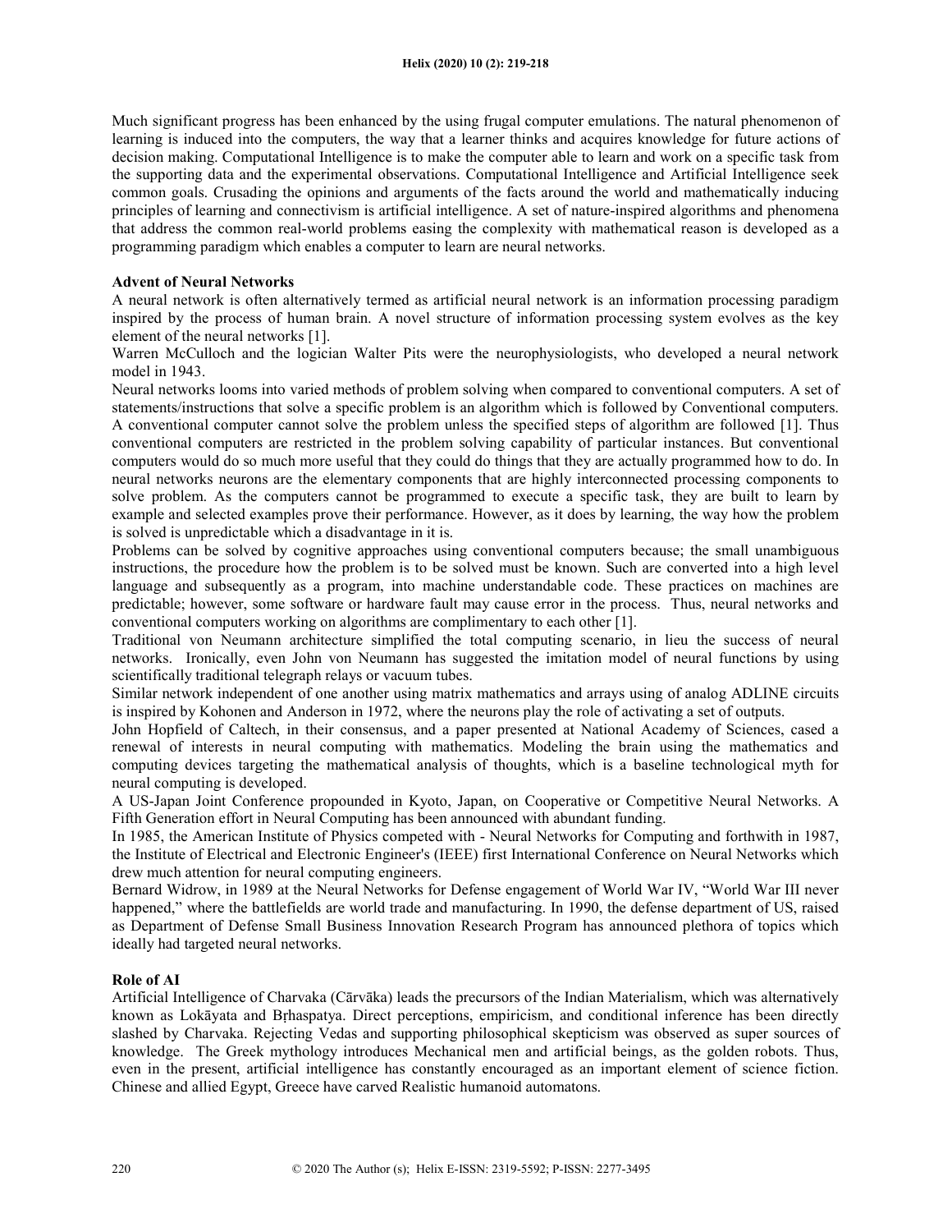Much significant progress has been enhanced by the using frugal computer emulations. The natural phenomenon of learning is induced into the computers, the way that a learner thinks and acquires knowledge for future actions of decision making. Computational Intelligence is to make the computer able to learn and work on a specific task from the supporting data and the experimental observations. Computational Intelligence and Artificial Intelligence seek common goals. Crusading the opinions and arguments of the facts around the world and mathematically inducing principles of learning and connectivism is artificial intelligence. A set of nature-inspired algorithms and phenomena that address the common real-world problems easing the complexity with mathematical reason is developed as a programming paradigm which enables a computer to learn are neural networks.

**Advent of Neural Networks**

A neural network is often alternatively termed as artificial neural network is an information processing paradigm inspired by the process of human brain. A novel structure of information processing system evolves as the key element of the neural networks [1].

Warren McCulloch and the logician Walter Pits were the neurophysiologists, who developed a neural network model in 1943.

Neural networks looms into varied methods of problem solving when compared to conventional computers. A set of statements/instructions that solve a specific problem is an algorithm which is followed by Conventional computers. A conventional computer cannot solve the problem unless the specified steps of algorithm are followed [1]. Thus conventional computers are restricted in the problem solving capability of particular instances. But conventional computers would do so much more useful that they could do things that they are actually programmed how to do. In neural networks neurons are the elementary components that are highly interconnected processing components to solve problem. As the computers cannot be programmed to execute a specific task, they are built to learn by example and selected examples prove their performance. However, as it does by learning, the way how the problem is solved is unpredictable which a disadvantage in it is.

Problems can be solved by cognitive approaches using conventional computers because; the small unambiguous instructions, the procedure how the problem is to be solved must be known. Such are converted into a high level language and subsequently as a program, into machine understandable code. These practices on machines are predictable; however, some software or hardware fault may cause error in the process. Thus, neural networks and conventional computers working on algorithms are complimentary to each other [1].

Traditional von Neumann architecture simplified the total computing scenario, in lieu the success of neural networks. Ironically, even John von Neumann has suggested the imitation model of neural functions by using scientifically traditional telegraph relays or vacuum tubes.

Similar network independent of one another using matrix mathematics and arrays using of analog ADLINE circuits is inspired by Kohonen and Anderson in 1972, where the neurons play the role of activating a set of outputs.

John Hopfield of Caltech, in their consensus, and a paper presented at National Academy of Sciences, cased a renewal of interests in neural computing with mathematics. Modeling the brain using the mathematics and computing devices targeting the mathematical analysis of thoughts, which is a baseline technological myth for neural computing is developed.

A US-Japan Joint Conference propounded in Kyoto, Japan, on Cooperative or Competitive Neural Networks. A Fifth Generation effort in Neural Computing has been announced with abundant funding.

In 1985, the American Institute of Physics competed with - Neural Networks for Computing and forthwith in 1987, the Institute of Electrical and Electronic Engineer's (IEEE) first International Conference on Neural Networks which drew much attention for neural computing engineers.

Bernard Widrow, in 1989 at the Neural Networks for Defense engagement of World War IV, "World War III never happened," where the battlefields are world trade and manufacturing. In 1990, the defense department of US, raised as Department of Defense Small Business Innovation Research Program has announced plethora of topics which ideally had targeted neural networks.

**Role of AI**

Artificial Intelligence of Charvaka (Cārvāka) leads the precursors of the Indian Materialism, which was alternatively known as Lokāyata and Bṛhaspatya. Direct perceptions, empiricism, and conditional inference has been directly slashed by Charvaka. Rejecting Vedas and supporting philosophical skepticism was observed as super sources of knowledge. The Greek mythology introduces Mechanical men and artificial beings, as the golden robots. Thus, even in the present, artificial intelligence has constantly encouraged as an important element of science fiction. Chinese and allied Egypt, Greece have carved Realistic humanoid automatons.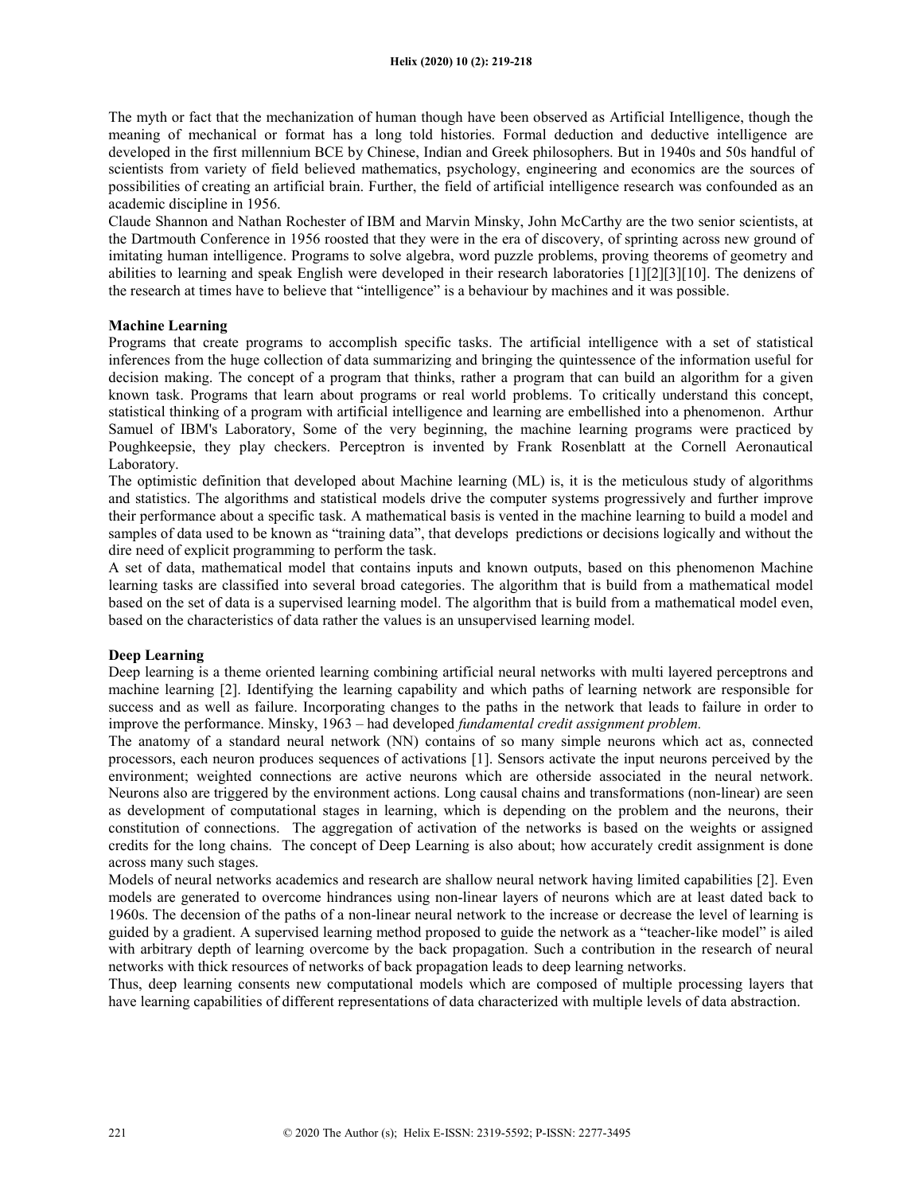The myth or fact that the mechanization of human though have been observed as Artificial Intelligence, though the meaning of mechanical or format has a long told histories. Formal deduction and deductive intelligence are developed in the first millennium BCE by Chinese, Indian and Greek philosophers. But in 1940s and 50s handful of scientists from variety of field believed mathematics, psychology, engineering and economics are the sources of possibilities of creating an artificial brain. Further, the field of artificial intelligence research was confounded as an academic discipline in 1956.

Claude Shannon and Nathan Rochester of IBM and Marvin Minsky, John McCarthy are the two senior scientists, at the Dartmouth Conference in 1956 roosted that they were in the era of discovery, of sprinting across new ground of imitating human intelligence. Programs to solve algebra, word puzzle problems, proving theorems of geometry and abilities to learning and speak English were developed in their research laboratories [1][2][3][10]. The denizens of the research at times have to believe that "intelligence" is a behaviour by machines and it was possible.

**Machine Learning**

Programs that create programs to accomplish specific tasks. The artificial intelligence with a set of statistical inferences from the huge collection of data summarizing and bringing the quintessence of the information useful for decision making. The concept of a program that thinks, rather a program that can build an algorithm for a given known task. Programs that learn about programs or real world problems. To critically understand this concept, statistical thinking of a program with artificial intelligence and learning are embellished into a phenomenon. Arthur Samuel of IBM's Laboratory, Some of the very beginning, the machine learning programs were practiced by Poughkeepsie, they play checkers. Perceptron is invented by Frank Rosenblatt at the Cornell Aeronautical Laboratory.

The optimistic definition that developed about Machine learning (ML) is, it is the meticulous study of algorithms and statistics. The algorithms and statistical models drive the computer systems progressively and further improve their performance about a specific task. A mathematical basis is vented in the machine learning to build a model and samples of data used to be known as "training data", that develops predictions or decisions logically and without the dire need of explicit programming to perform the task.

A set of data, mathematical model that contains inputs and known outputs, based on this phenomenon Machine learning tasks are classified into several broad categories. The algorithm that is build from a mathematical model based on the set of data is a supervised learning model. The algorithm that is build from a mathematical model even, based on the characteristics of data rather the values is an unsupervised learning model.

**Deep Learning**

Deep learning is a theme oriented learning combining artificial neural networks with multi layered perceptrons and machine learning [2]. Identifying the learning capability and which paths of learning network are responsible for success and as well as failure. Incorporating changes to the paths in the network that leads to failure in order to improve the performance. Minsky, 1963 – had developed *fundamental credit assignment problem.*

The anatomy of a standard neural network (NN) contains of so many simple neurons which act as, connected processors, each neuron produces sequences of activations [1]. Sensors activate the input neurons perceived by the environment; weighted connections are active neurons which are otherside associated in the neural network. Neurons also are triggered by the environment actions. Long causal chains and transformations (non-linear) are seen as development of computational stages in learning, which is depending on the problem and the neurons, their constitution of connections. The aggregation of activation of the networks is based on the weights or assigned credits for the long chains. The concept of Deep Learning is also about; how accurately credit assignment is done across many such stages.

Models of neural networks academics and research are shallow neural network having limited capabilities [2]. Even models are generated to overcome hindrances using non-linear layers of neurons which are at least dated back to 1960s. The decension of the paths of a non-linear neural network to the increase or decrease the level of learning is guided by a gradient. A supervised learning method proposed to guide the network as a "teacher-like model" is ailed with arbitrary depth of learning overcome by the back propagation. Such a contribution in the research of neural networks with thick resources of networks of back propagation leads to deep learning networks.

Thus, deep learning consents new computational models which are composed of multiple processing layers that have learning capabilities of different representations of data characterized with multiple levels of data abstraction.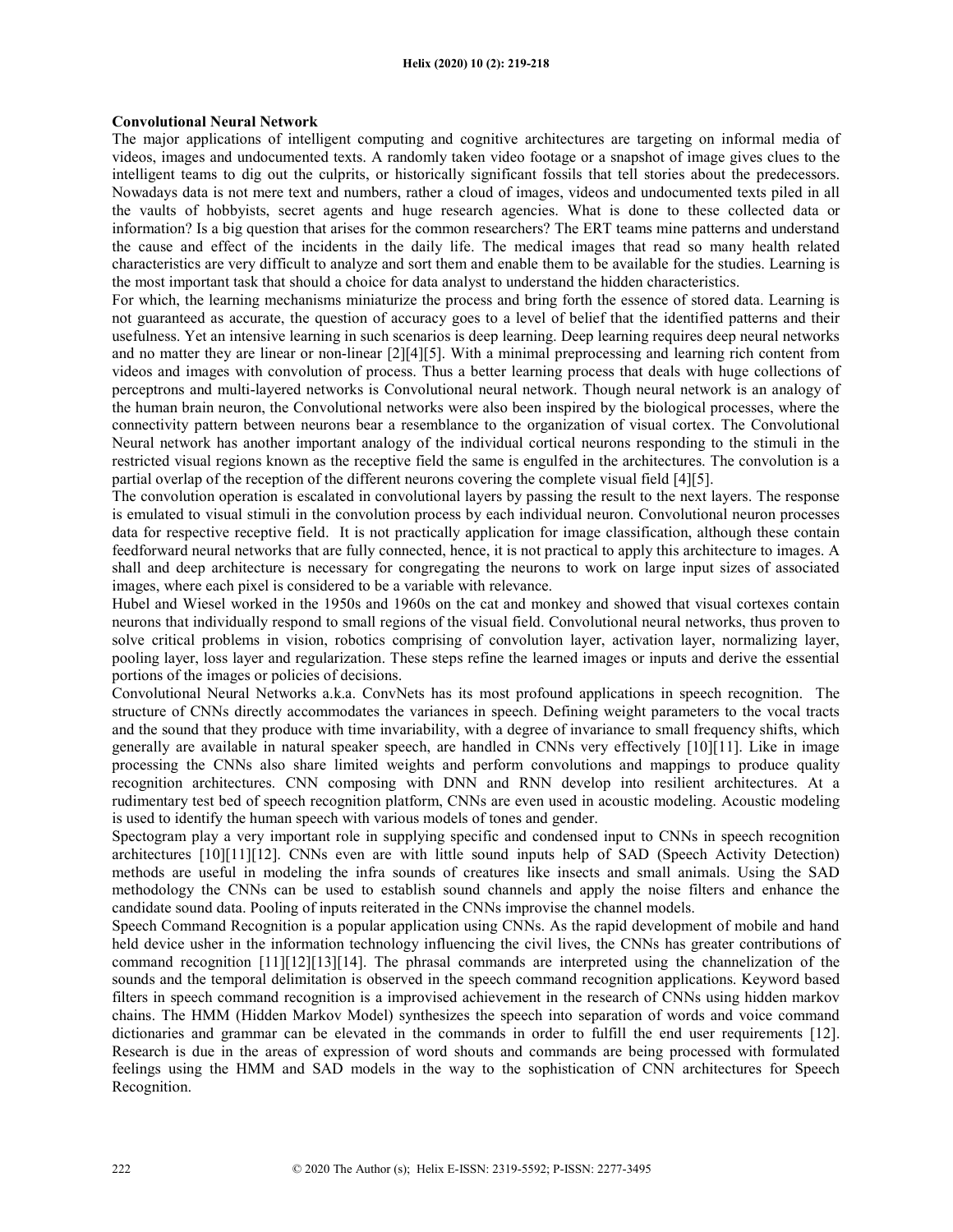## Convolutional Neural Network

The major applications of intelligent computing and cognitive architectures are targeting on informal media of videos, images and undocumented texts. A randomly taken video footage or a snapshot of image gives clues to the intelligent teams to dig out the culprits, or historically significant fossils that tell stories about the predecessors. Nowadays data is not mere text and numbers, rather a cloud of images, videos and undocumented texts piled in all the vaults of hobbyists, secret agents and huge research agencies. What is done to these collected data or information? Is a big question that arises for the common researchers? The ERT teams mine patterns and understand the cause and effect of the incidents in the daily life. The medical images that read so many health related characteristics are very difficult to analyze and sort them and enable them to be available for the studies. Learning is the most important task that should a choice for data analyst to understand the hidden characteristics.

For which, the learning mechanisms miniaturize the process and bring forth the essence of stored data. Learning is not guaranteed as accurate, the question of accuracy goes to a level of belief that the identified patterns and their usefulness. Yet an intensive learning in such scenarios is deep learning. Deep learning requires deep neural networks and no matter they are linear or non-linear [2][4][5]. With a minimal preprocessing and learning rich content from videos and images with convolution of process. Thus a better learning process that deals with huge collections of perceptrons and multi-layered networks is Convolutional neural network. Though neural network is an analogy of the human brain neuron, the Convolutional networks were also been inspired by the biological processes, where the connectivity pattern between neurons bear a resemblance to the organization of visual cortex. The Convolutional Neural network has another important analogy of the individual cortical neurons responding to the stimuli in the restricted visual regions known as the receptive field the same is engulfed in the architectures. The convolution is a partial overlap of the reception of the different neurons covering the complete visual field [4][5].

The convolution operation is escalated in convolutional layers by passing the result to the next layers. The response is emulated to visual stimuli in the convolution process by each individual neuron. Convolutional neuron processes data for respective receptive field. It is not practically application for image classification, although these contain feedforward neural networks that are fully connected, hence, it is not practical to apply this architecture to images. A shall and deep architecture is necessary for congregating the neurons to work on large input sizes of associated images, where each pixel is considered to be a variable with relevance.

Hubel and Wiesel worked in the 1950s and 1960s on the cat and monkey and showed that visual cortexes contain neurons that individually respond to small regions of the visual field. Convolutional neural networks, thus proven to solve critical problems in vision, robotics comprising of convolution layer, activation layer, normalizing layer, pooling layer, loss layer and regularization. These steps refine the learned images or inputs and derive the essential portions of the images or policies of decisions.

Convolutional Neural Networks a.k.a. ConvNets has its most profound applications in speech recognition. The structure of CNNs directly accommodates the variances in speech. Defining weight parameters to the vocal tracts and the sound that they produce with time invariability, with a degree of invariance to small frequency shifts, which generally are available in natural speaker speech, are handled in CNNs very effectively [10][11]. Like in image processing the CNNs also share limited weights and perform convolutions and mappings to produce quality recognition architectures. CNN composing with DNN and RNN develop into resilient architectures. At a rudimentary test bed of speech recognition platform, CNNs are even used in acoustic modeling. Acoustic modeling is used to identify the human speech with various models of tones and gender.

Spectogram play a very important role in supplying specific and condensed input to CNNs in speech recognition architectures [10][11][12]. CNNs even are with little sound inputs help of SAD (Speech Activity Detection) methods are useful in modeling the infra sounds of creatures like insects and small animals. Using the SAD methodology the CNNs can be used to establish sound channels and apply the noise filters and enhance the candidate sound data. Pooling of inputs reiterated in the CNNs improvise the channel models.

Speech Command Recognition is a popular application using CNNs. As the rapid development of mobile and hand held device usher in the information technology influencing the civil lives, the CNNs has greater contributions of command recognition [11][12][13][14]. The phrasal commands are interpreted using the channelization of the sounds and the temporal delimitation is observed in the speech command recognition applications. Keyword based filters in speech command recognition is a improvised achievement in the research of CNNs using hidden markov chains. The HMM (Hidden Markov Model) synthesizes the speech into separation of words and voice command dictionaries and grammar can be elevated in the commands in order to fulfill the end user requirements [12]. Research is due in the areas of expression of word shouts and commands are being processed with formulated feelings using the HMM and SAD models in the way to the sophistication of CNN architectures for Speech Recognition.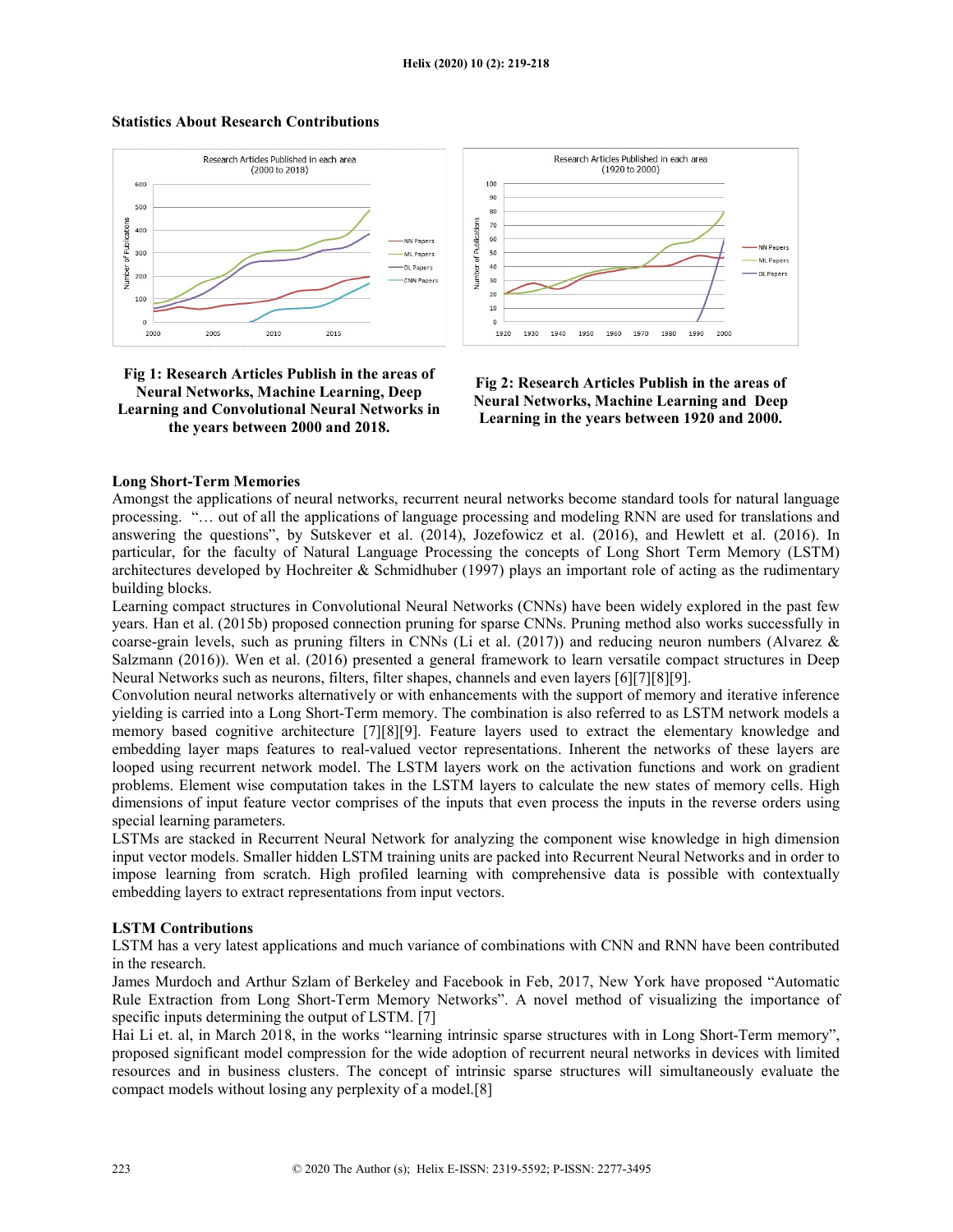### Statistics About Research Contributions

**Fig 1: Research Articles Publish in the areas of Neural Networks, Machine Learning, Deep Learning and Convolutional Neural Networks in the years between 2000 and 2018.**

**Fig 2: Research Articles Publish in the areas of Neural Networks, Machine Learning and Deep Learning in the years between 1920 and 2000.**

### Long Short-Term Memories

Amongst the applications of neural networks, recurrent neural networks become standard tools for natural language processing. "… out of all the applications of language processing and modeling RNN are used for translations and answering the questions", by Sutskever et al. (2014), Jozefowicz et al. (2016), and Hewlett et al. (2016). In particular, for the faculty of Natural Language Processing the concepts of Long Short Term Memory (LSTM) architectures developed by Hochreiter & Schmidhuber (1997) plays an important role of acting as the rudimentary building blocks.

Learning compact structures in Convolutional Neural Networks (CNNs) have been widely explored in the past few years. Han et al. (2015b) proposed connection pruning for sparse CNNs. Pruning method also works successfully in coarse-grain levels, such as pruning filters in CNNs (Li et al. (2017)) and reducing neuron numbers (Alvarez & Salzmann (2016)). Wen et al. (2016) presented a general framework to learn versatile compact structures in Deep Neural Networks such as neurons, filters, filter shapes, channels and even layers [6][7][8][9].

Convolution neural networks alternatively or with enhancements with the support of memory and iterative inference yielding is carried into a Long Short-Term memory. The combination is also referred to as LSTM network models a memory based cognitive architecture [7][8][9]. Feature layers used to extract the elementary knowledge and embedding layer maps features to real-valued vector representations. Inherent the networks of these layers are looped using recurrent network model. The LSTM layers work on the activation functions and work on gradient problems. Element wise computation takes in the LSTM layers to calculate the new states of memory cells. High dimensions of input feature vector comprises of the inputs that even process the inputs in the reverse orders using special learning parameters.

LSTMs are stacked in Recurrent Neural Network for analyzing the component wise knowledge in high dimension input vector models. Smaller hidden LSTM training units are packed into Recurrent Neural Networks and in order to impose learning from scratch. High profiled learning with comprehensive data is possible with contextually embedding layers to extract representations from input vectors.

### LSTM Contributions

LSTM has a very latest applications and much variance of combinations with CNN and RNN have been contributed in the research.

James Murdoch and Arthur Szlam of Berkeley and Facebook in Feb, 2017, New York have proposed "Automatic Rule Extraction from Long Short-Term Memory Networks". A novel method of visualizing the importance of specific inputs determining the output of LSTM. [7]

Hai Li et. al, in March 2018, in the works "learning intrinsic sparse structures with in Long Short-Term memory", proposed significant model compression for the wide adoption of recurrent neural networks in devices with limited resources and in business clusters. The concept of intrinsic sparse structures will simultaneously evaluate the compact models without losing any perplexity of a model.[8]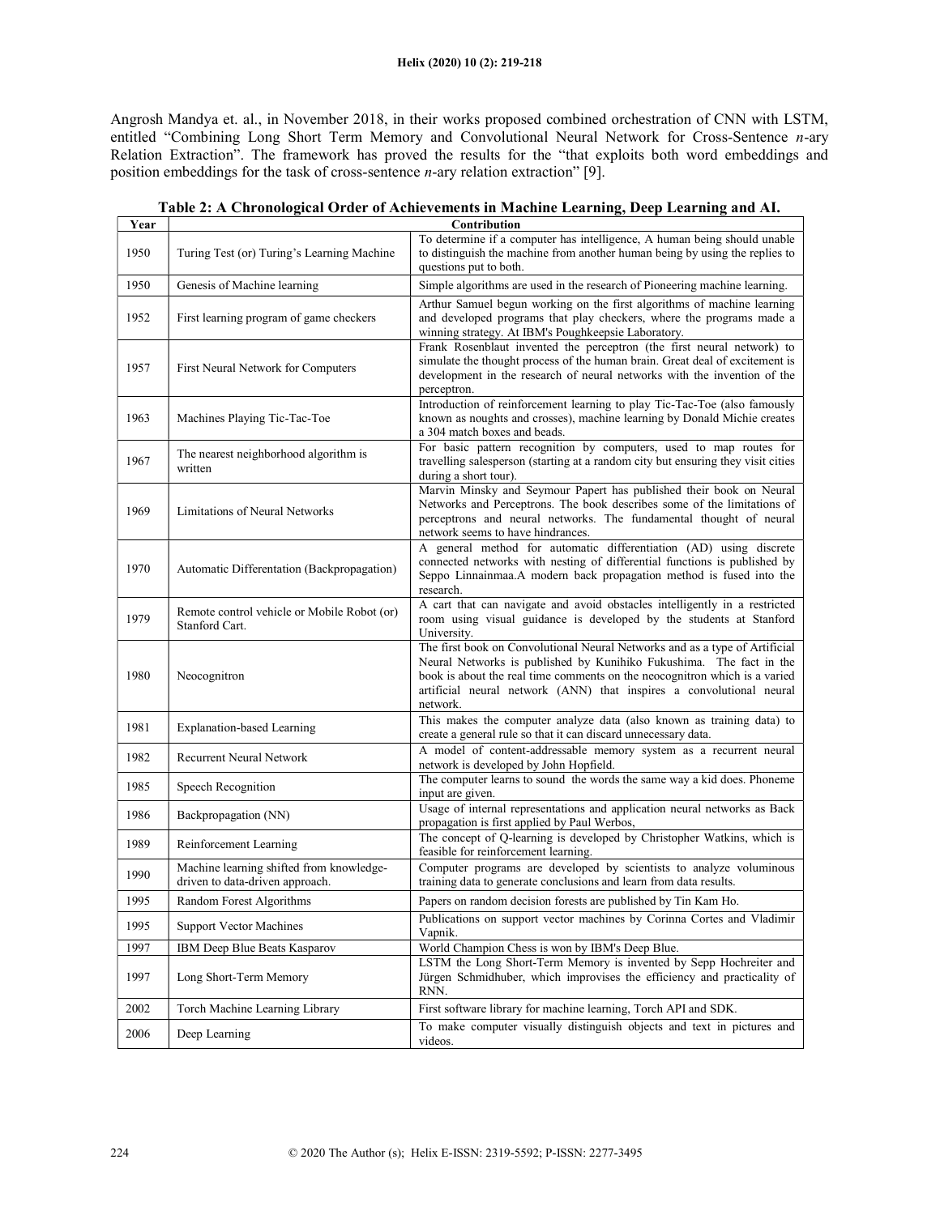Angrosh Mandya et. al., in November 2018, in their works proposed combined orchestration of CNN with LSTM, entitled "Combining Long Short Term Memory and Convolutional Neural Network for Cross-Sentence *n*-ary Relation Extraction". The framework has proved the results for the "that exploits both word embeddings and position embeddings for the task of cross-sentence *n*-ary relation extraction" [9].

**Table 2: A Chronological Order of Achievements in Machine Learning, Deep Learning and AI.**

| Year | Contribution | |
|---|---|---|
| 1950 | Turing Test (or) Turing's Learning Machine | To determine if a computer has intelligence, A human being should unable to distinguish the machine from another human being by using the replies to questions put to both. |
| 1950 | Genesis of Machine learning | Simple algorithms are used in the research of Pioneering machine learning. |
| 1952 | First learning program of game checkers | Arthur Samuel begun working on the first algorithms of machine learning and developed programs that play checkers, where the programs made a winning strategy. At IBM's Poughkeepsie Laboratory. |
| 1957 | First Neural Network for Computers | Frank Rosenblaut invented the perceptron (the first neural network) to simulate the thought process of the human brain. Great deal of excitement is development in the research of neural networks with the invention of the perceptron. |
| 1963 | Machines Playing Tic-Tac-Toe | Introduction of reinforcement learning to play Tic-Tac-Toe (also famously known as noughts and crosses), machine learning by Donald Michie creates a 304 match boxes and beads. |
| 1967 | The nearest neighborhood algorithm is written | For basic pattern recognition by computers, used to map routes for travelling salesperson (starting at a random city but ensuring they visit cities during a short tour). |
| 1969 | Limitations of Neural Networks | Marvin Minsky and Seymour Papert has published their book on Neural Networks and Perceptrons. The book describes some of the limitations of perceptrons and neural networks. The fundamental thought of neural network seems to have hindrances. |
| 1970 | Automatic Differentation (Backpropagation) | A general method for automatic differentiation (AD) using discrete connected networks with nesting of differential functions is published by Seppo Linnainmaa.A modern back propagation method is fused into the research. |
| 1979 | Remote control vehicle or Mobile Robot (or) Stanford Cart. | A cart that can navigate and avoid obstacles intelligently in a restricted room using visual guidance is developed by the students at Stanford University. |
| 1980 | Neocognitron | The first book on Convolutional Neural Networks and as a type of Artificial Neural Networks is published by Kunihiko Fukushima. The fact in the book is about the real time comments on the neocognitron which is a varied artificial neural network (ANN) that inspires a convolutional neural network. |
| 1981 | Explanation-based Learning | This makes the computer analyze data (also known as training data) to create a general rule so that it can discard unnecessary data. |
| 1982 | Recurrent Neural Network | A model of content-addressable memory system as a recurrent neural network is developed by John Hopfield. |
| 1985 | Speech Recognition | The computer learns to sound the words the same way a kid does. Phoneme input are given. |
| 1986 | Backpropagation (NN) | Usage of internal representations and application neural networks as Back propagation is first applied by Paul Werbos, |
| 1989 | Reinforcement Learning | The concept of Q-learning is developed by Christopher Watkins, which is feasible for reinforcement learning. |
| 1990 | Machine learning shifted from knowledge-driven to data-driven approach. | Computer programs are developed by scientists to analyze voluminous training data to generate conclusions and learn from data results. |
| 1995 | Random Forest Algorithms | Papers on random decision forests are published by Tin Kam Ho. |
| 1995 | Support Vector Machines | Publications on support vector machines by Corinna Cortes and Vladimir Vapnik. |
| 1997 | IBM Deep Blue Beats Kasparov | World Champion Chess is won by IBM's Deep Blue. |
| 1997 | Long Short-Term Memory | LSTM the Long Short-Term Memory is invented by Sepp Hochreiter and Jürgen Schmidhuber, which improvises the efficiency and practicality of RNN. |
| 2002 | Torch Machine Learning Library | First software library for machine learning, Torch API and SDK. |
| 2006 | Deep Learning | To make computer visually distinguish objects and text in pictures and videos. |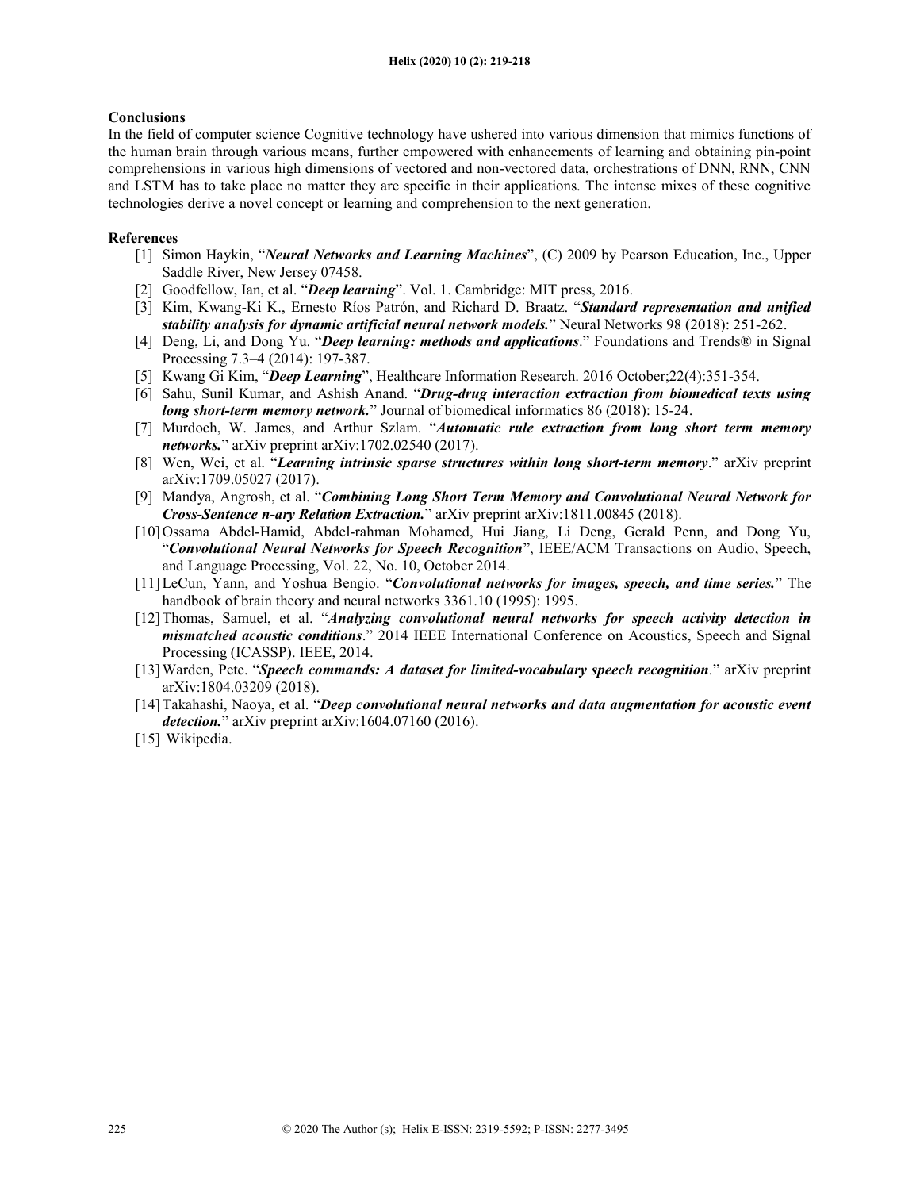## Conclusions

In the field of computer science Cognitive technology have ushered into various dimension that mimics functions of the human brain through various means, further empowered with enhancements of learning and obtaining pin-point comprehensions in various high dimensions of vectored and non-vectored data, orchestrations of DNN, RNN, CNN and LSTM has to take place no matter they are specific in their applications. The intense mixes of these cognitive technologies derive a novel concept or learning and comprehension to the next generation.

## References

[1] Simon Haykin, "***Neural Networks and Learning Machines***", (C) 2009 by Pearson Education, Inc., Upper Saddle River, New Jersey 07458.

[2] Goodfellow, Ian, et al. "***Deep learning***". Vol. 1. Cambridge: MIT press, 2016.

[3] Kim, Kwang-Ki K., Ernesto Ríos Patrón, and Richard D. Braatz. "***Standard representation and unified stability analysis for dynamic artificial neural network models.***" Neural Networks 98 (2018): 251-262.

[4] Deng, Li, and Dong Yu. "***Deep learning: methods and applications***." Foundations and Trends® in Signal Processing 7.3–4 (2014): 197-387.

[5] Kwang Gi Kim, "***Deep Learning***", Healthcare Information Research. 2016 October;22(4):351-354.

[6] Sahu, Sunil Kumar, and Ashish Anand. "***Drug-drug interaction extraction from biomedical texts using long short-term memory network.***" Journal of biomedical informatics 86 (2018): 15-24.

[7] Murdoch, W. James, and Arthur Szlam. "***Automatic rule extraction from long short term memory networks.***" arXiv preprint arXiv:1702.02540 (2017).

[8] Wen, Wei, et al. "***Learning intrinsic sparse structures within long short-term memory***." arXiv preprint arXiv:1709.05027 (2017).

[9] Mandya, Angrosh, et al. "***Combining Long Short Term Memory and Convolutional Neural Network for Cross-Sentence n-ary Relation Extraction.***" arXiv preprint arXiv:1811.00845 (2018).

[10] Ossama Abdel-Hamid, Abdel-rahman Mohamed, Hui Jiang, Li Deng, Gerald Penn, and Dong Yu, "***Convolutional Neural Networks for Speech Recognition***", IEEE/ACM Transactions on Audio, Speech, and Language Processing, Vol. 22, No. 10, October 2014.

[11] LeCun, Yann, and Yoshua Bengio. "***Convolutional networks for images, speech, and time series.***" The handbook of brain theory and neural networks 3361.10 (1995): 1995.

[12] Thomas, Samuel, et al. "***Analyzing convolutional neural networks for speech activity detection in mismatched acoustic conditions***." 2014 IEEE International Conference on Acoustics, Speech and Signal Processing (ICASSP). IEEE, 2014.

[13] Warden, Pete. "***Speech commands: A dataset for limited-vocabulary speech recognition***." arXiv preprint arXiv:1804.03209 (2018).

[14] Takahashi, Naoya, et al. "***Deep convolutional neural networks and data augmentation for acoustic event detection.***" arXiv preprint arXiv:1604.07160 (2016).

[15] Wikipedia.